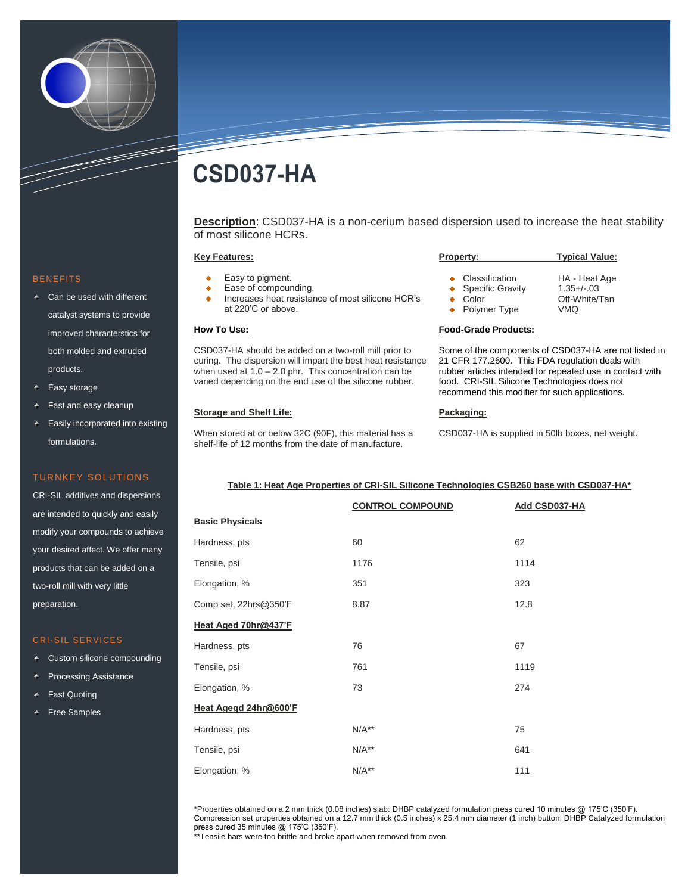# CSD037-HA

**Description**: CSD037-HA is a non-cerium based dispersion used to increase the heat stability of most silicone HCRs.

**Key Features:**

- Easy to pigment.
- Ease of compounding.
- Increases heat resistance of most silicone HCR's at 220'C or above.

**How To Use:**

CSD037-HA should be added on a two-roll mill prior to curing. The dispersion will impart the best heat resistance when used at 1.0 – 2.0 phr. This concentration can be varied depending on the end use of the silicone rubber.

**Storage and Shelf Life:**

When stored at or below 32C (90F), this material has a shelf-life of 12 months from the date of manufacture.

| Property: | Typical Value: |
|---|---|
| Classification | HA - Heat Age |
| Specific Gravity | 1.35+/-.03 |
| Color | Off-White/Tan |
| Polymer Type | VMQ |

**Food-Grade Products:**

Some of the components of CSD037-HA are not listed in 21 CFR 177.2600. This FDA regulation deals with rubber articles intended for repeated use in contact with food. CRI-SIL Silicone Technologies does not recommend this modifier for such applications.

**Packaging:**

CSD037-HA is supplied in 50lb boxes, net weight.

**Table 1: Heat Age Properties of CRI-SIL Silicone Technologies CSB260 base with CSD037-HA***

| | CONTROL COMPOUND | Add CSD037-HA |
|---|---|---|
| **Basic Physicals** | | |
| Hardness, pts | 60 | 62 |
| Tensile, psi | 1176 | 1114 |
| Elongation, % | 351 | 323 |
| Comp set, 22hrs@350'F | 8.87 | 12.8 |
| **Heat Aged 70hr@437'F** | | |
| Hardness, pts | 76 | 67 |
| Tensile, psi | 761 | 1119 |
| Elongation, % | 73 | 274 |
| **Heat Agegd 24hr@600'F** | | |
| Hardness, pts | N/A** | 75 |
| Tensile, psi | N/A** | 641 |
| Elongation, % | N/A** | 111 |

*Properties obtained on a 2 mm thick (0.08 inches) slab: DHBP catalyzed formulation press cured 10 minutes @ 175'C (350'F). Compression set properties obtained on a 12.7 mm thick (0.5 inches) x 25.4 mm diameter (1 inch) button, DHBP Catalyzed formulation press cured 35 minutes @ 175'C (350'F).
**Tensile bars were too brittle and broke apart when removed from oven.

## BENEFITS

- Can be used with different catalyst systems to provide improved characterstics for both molded and extruded products.
- Easy storage
- Fast and easy cleanup
- Easily incorporated into existing formulations.

## TURNKEY SOLUTIONS

CRI-SIL additives and dispersions are intended to quickly and easily modify your compounds to achieve your desired affect. We offer many products that can be added on a two-roll mill with very little preparation.

## CRI-SIL SERVICES

- Custom silicone compounding
- Processing Assistance
- Fast Quoting
- Free Samples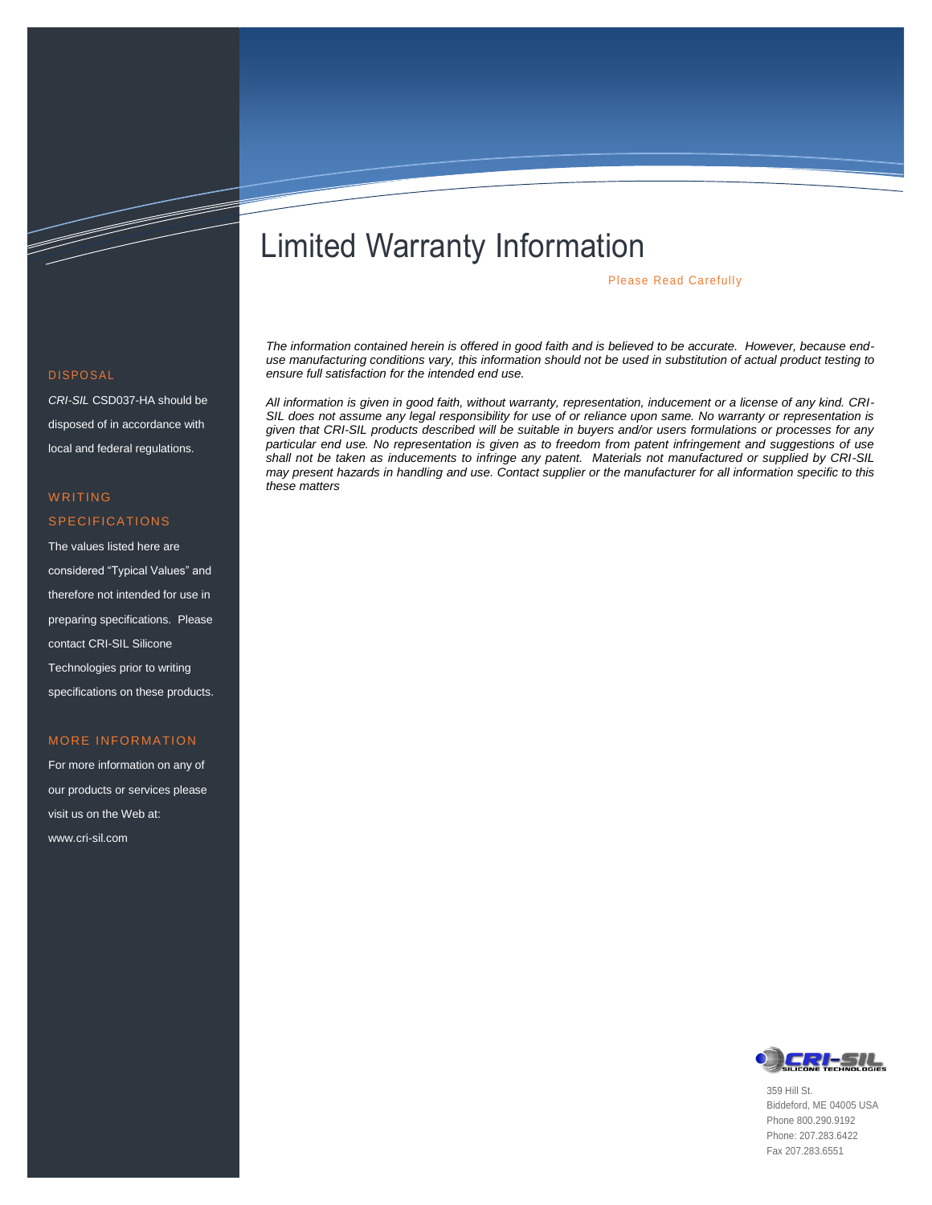# Limited Warranty Information

Please Read Carefully

*The information contained herein is offered in good faith and is believed to be accurate. However, because end-use manufacturing conditions vary, this information should not be used in substitution of actual product testing to ensure full satisfaction for the intended end use.*

*All information is given in good faith, without warranty, representation, inducement or a license of any kind. CRI-SIL does not assume any legal responsibility for use of or reliance upon same. No warranty or representation is given that CRI-SIL products described will be suitable in buyers and/or users formulations or processes for any particular end use. No representation is given as to freedom from patent infringement and suggestions of use shall not be taken as inducements to infringe any patent. Materials not manufactured or supplied by CRI-SIL may present hazards in handling and use. Contact supplier or the manufacturer for all information specific to this these matters*

## DISPOSAL

*CRI-SIL* CSD037-HA should be disposed of in accordance with local and federal regulations.

## WRITING SPECIFICATIONS

The values listed here are considered "Typical Values" and therefore not intended for use in preparing specifications. Please contact CRI-SIL Silicone Technologies prior to writing specifications on these products.

## MORE INFORMATION

For more information on any of our products or services please visit us on the Web at: www.cri-sil.com

CRI-SIL SILICONE TECHNOLOGIES

359 Hill St.
Biddeford, ME 04005 USA
Phone 800.290.9192
Phone: 207.283.6422
Fax 207.283.6551